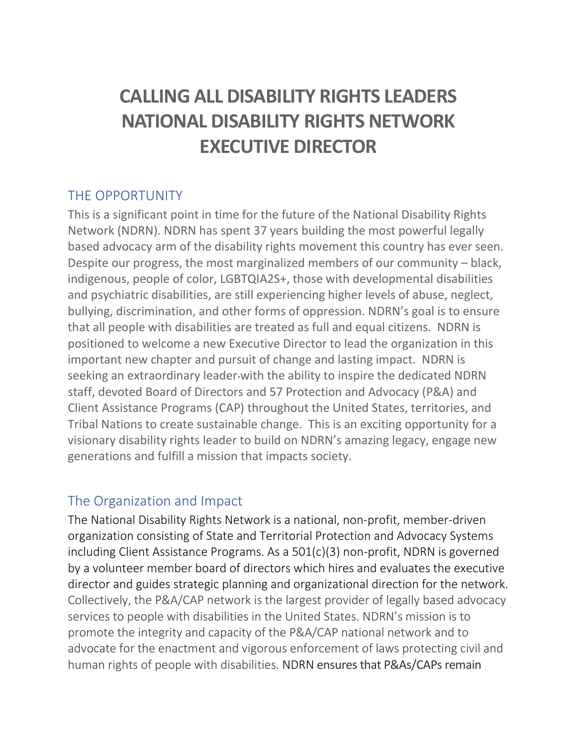# CALLING ALL DISABILITY RIGHTS LEADERS NATIONAL DISABILITY RIGHTS NETWORK EXECUTIVE DIRECTOR

## THE OPPORTUNITY

This is a significant point in time for the future of the National Disability Rights Network (NDRN). NDRN has spent 37 years building the most powerful legally based advocacy arm of the disability rights movement this country has ever seen. Despite our progress, the most marginalized members of our community – black, indigenous, people of color, LGBTQIA2S+, those with developmental disabilities and psychiatric disabilities, are still experiencing higher levels of abuse, neglect, bullying, discrimination, and other forms of oppression. NDRN's goal is to ensure that all people with disabilities are treated as full and equal citizens. NDRN is positioned to welcome a new Executive Director to lead the organization in this important new chapter and pursuit of change and lasting impact. NDRN is seeking an extraordinary leader-with the ability to inspire the dedicated NDRN staff, devoted Board of Directors and 57 Protection and Advocacy (P&A) and Client Assistance Programs (CAP) throughout the United States, territories, and Tribal Nations to create sustainable change. This is an exciting opportunity for a visionary disability rights leader to build on NDRN's amazing legacy, engage new generations and fulfill a mission that impacts society.

## The Organization and Impact

The National Disability Rights Network is a national, non-profit, member-driven organization consisting of State and Territorial Protection and Advocacy Systems including Client Assistance Programs. As a 501(c)(3) non-profit, NDRN is governed by a volunteer member board of directors which hires and evaluates the executive director and guides strategic planning and organizational direction for the network. Collectively, the P&A/CAP network is the largest provider of legally based advocacy services to people with disabilities in the United States. NDRN's mission is to promote the integrity and capacity of the P&A/CAP national network and to advocate for the enactment and vigorous enforcement of laws protecting civil and human rights of people with disabilities. NDRN ensures that P&As/CAPs remain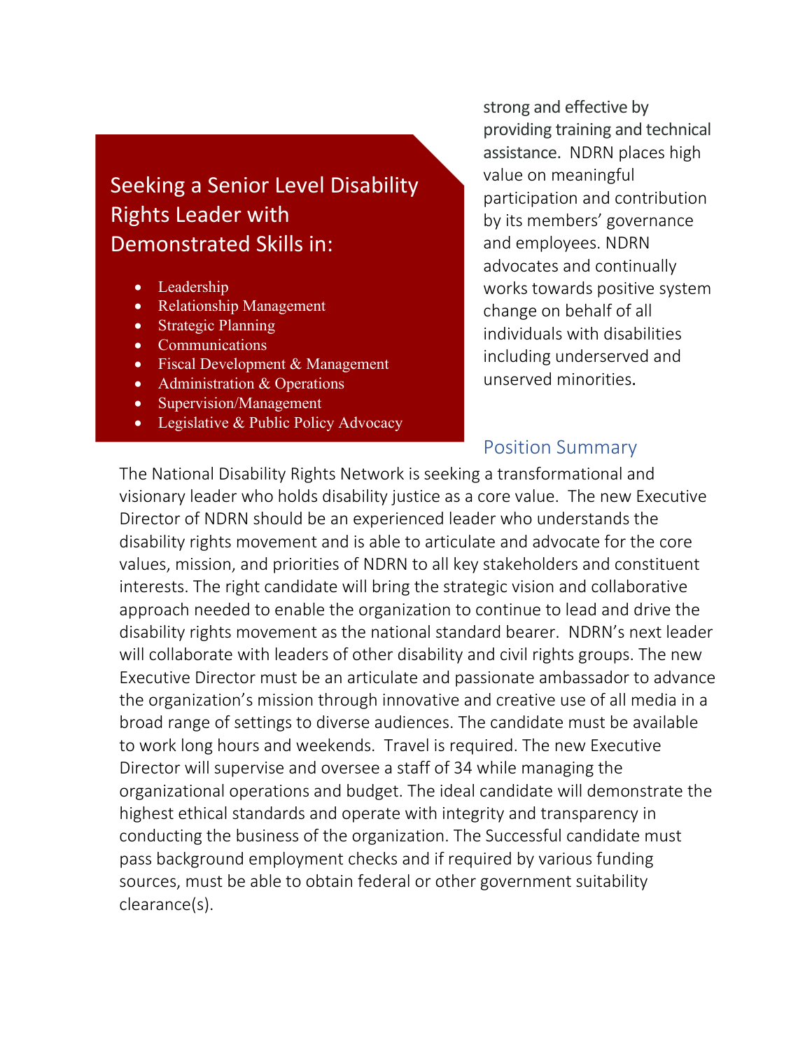## Seeking a Senior Level Disability Rights Leader with Demonstrated Skills in:

- Leadership
- Relationship Management
- Strategic Planning
- Communications
- Fiscal Development & Management
- Administration & Operations
- Supervision/Management
- Legislative & Public Policy Advocacy

strong and effective by providing training and technical assistance. NDRN places high value on meaningful participation and contribution by its members' governance and employees. NDRN advocates and continually works towards positive system change on behalf of all individuals with disabilities including underserved and unserved minorities.

## Position Summary

The National Disability Rights Network is seeking a transformational and visionary leader who holds disability justice as a core value. The new Executive Director of NDRN should be an experienced leader who understands the disability rights movement and is able to articulate and advocate for the core values, mission, and priorities of NDRN to all key stakeholders and constituent interests. The right candidate will bring the strategic vision and collaborative approach needed to enable the organization to continue to lead and drive the disability rights movement as the national standard bearer. NDRN's next leader will collaborate with leaders of other disability and civil rights groups. The new Executive Director must be an articulate and passionate ambassador to advance the organization's mission through innovative and creative use of all media in a broad range of settings to diverse audiences. The candidate must be available to work long hours and weekends. Travel is required. The new Executive Director will supervise and oversee a staff of 34 while managing the organizational operations and budget. The ideal candidate will demonstrate the highest ethical standards and operate with integrity and transparency in conducting the business of the organization. The Successful candidate must pass background employment checks and if required by various funding sources, must be able to obtain federal or other government suitability clearance(s).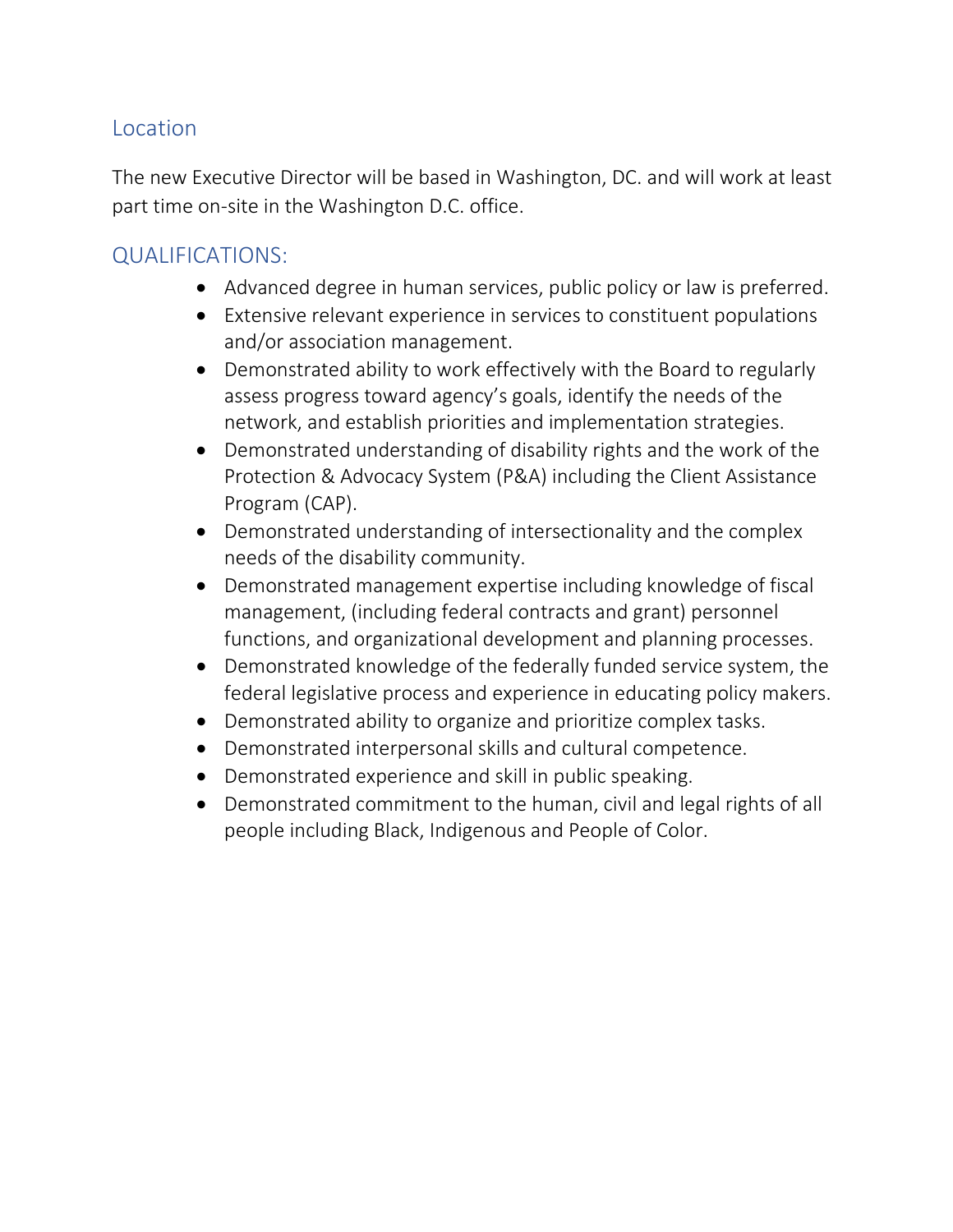## Location

The new Executive Director will be based in Washington, DC. and will work at least part time on-site in the Washington D.C. office.

## QUALIFICATIONS:

- Advanced degree in human services, public policy or law is preferred.
- Extensive relevant experience in services to constituent populations and/or association management.
- Demonstrated ability to work effectively with the Board to regularly assess progress toward agency's goals, identify the needs of the network, and establish priorities and implementation strategies.
- Demonstrated understanding of disability rights and the work of the Protection & Advocacy System (P&A) including the Client Assistance Program (CAP).
- Demonstrated understanding of intersectionality and the complex needs of the disability community.
- Demonstrated management expertise including knowledge of fiscal management, (including federal contracts and grant) personnel functions, and organizational development and planning processes.
- Demonstrated knowledge of the federally funded service system, the federal legislative process and experience in educating policy makers.
- Demonstrated ability to organize and prioritize complex tasks.
- Demonstrated interpersonal skills and cultural competence.
- Demonstrated experience and skill in public speaking.
- Demonstrated commitment to the human, civil and legal rights of all people including Black, Indigenous and People of Color.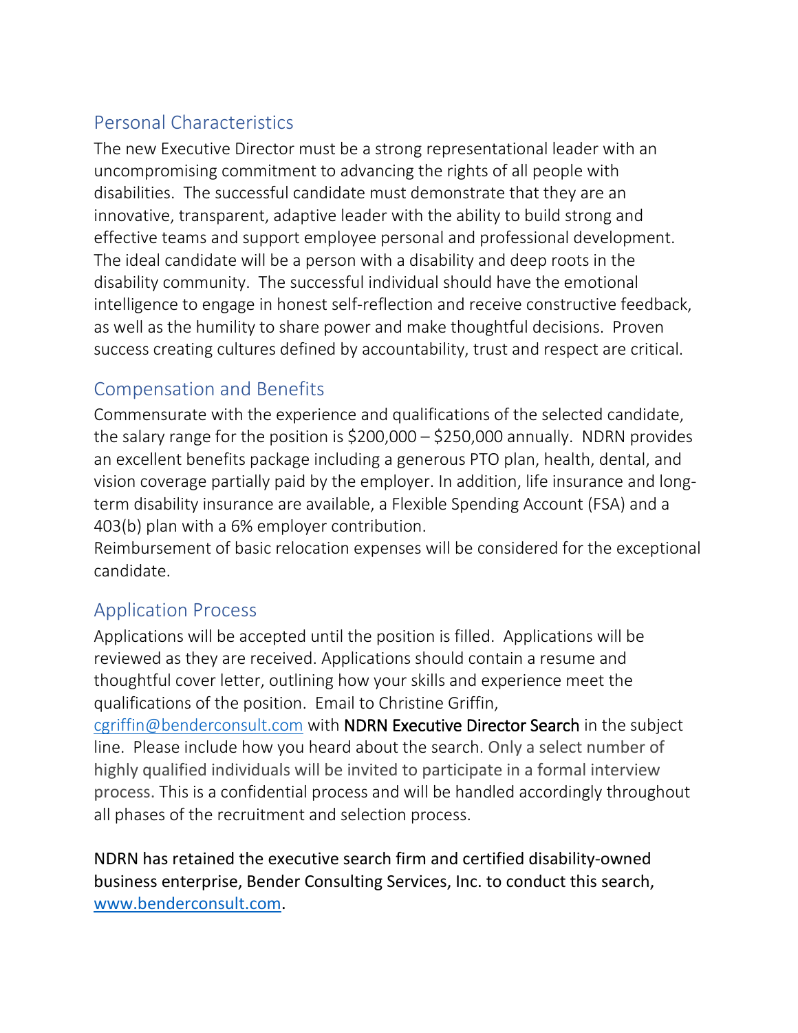## Personal Characteristics

The new Executive Director must be a strong representational leader with an uncompromising commitment to advancing the rights of all people with disabilities. The successful candidate must demonstrate that they are an innovative, transparent, adaptive leader with the ability to build strong and effective teams and support employee personal and professional development. The ideal candidate will be a person with a disability and deep roots in the disability community. The successful individual should have the emotional intelligence to engage in honest self-reflection and receive constructive feedback, as well as the humility to share power and make thoughtful decisions. Proven success creating cultures defined by accountability, trust and respect are critical.

## Compensation and Benefits

Commensurate with the experience and qualifications of the selected candidate, the salary range for the position is $200,000 – $250,000 annually. NDRN provides an excellent benefits package including a generous PTO plan, health, dental, and vision coverage partially paid by the employer. In addition, life insurance and long-term disability insurance are available, a Flexible Spending Account (FSA) and a 403(b) plan with a 6% employer contribution.
Reimbursement of basic relocation expenses will be considered for the exceptional candidate.

## Application Process

Applications will be accepted until the position is filled. Applications will be reviewed as they are received. Applications should contain a resume and thoughtful cover letter, outlining how your skills and experience meet the qualifications of the position. Email to Christine Griffin, cgriffin@benderconsult.com with NDRN Executive Director Search in the subject line. Please include how you heard about the search. Only a select number of highly qualified individuals will be invited to participate in a formal interview process. This is a confidential process and will be handled accordingly throughout all phases of the recruitment and selection process.

NDRN has retained the executive search firm and certified disability-owned business enterprise, Bender Consulting Services, Inc. to conduct this search, www.benderconsult.com.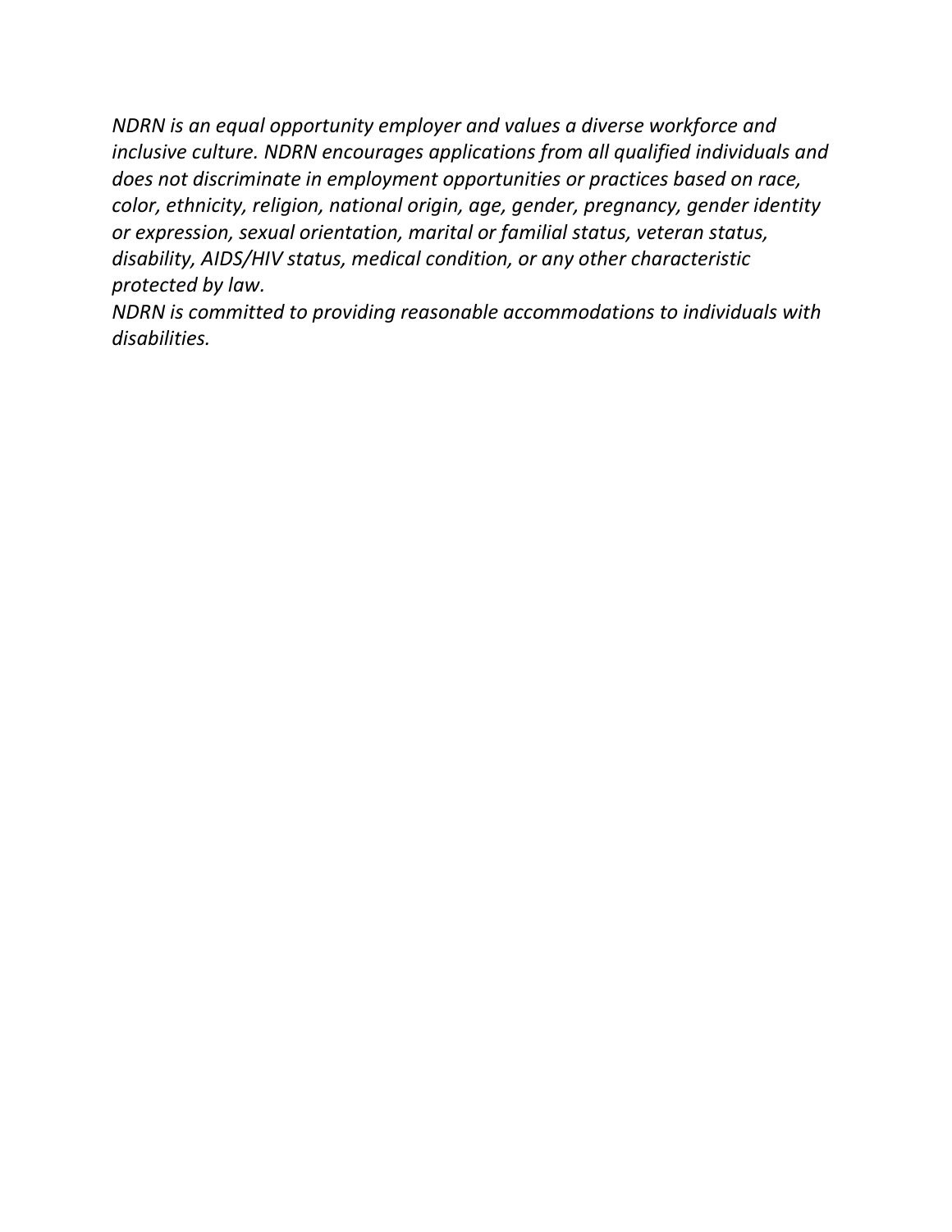*NDRN is an equal opportunity employer and values a diverse workforce and inclusive culture. NDRN encourages applications from all qualified individuals and does not discriminate in employment opportunities or practices based on race, color, ethnicity, religion, national origin, age, gender, pregnancy, gender identity or expression, sexual orientation, marital or familial status, veteran status, disability, AIDS/HIV status, medical condition, or any other characteristic protected by law.*

*NDRN is committed to providing reasonable accommodations to individuals with disabilities.*